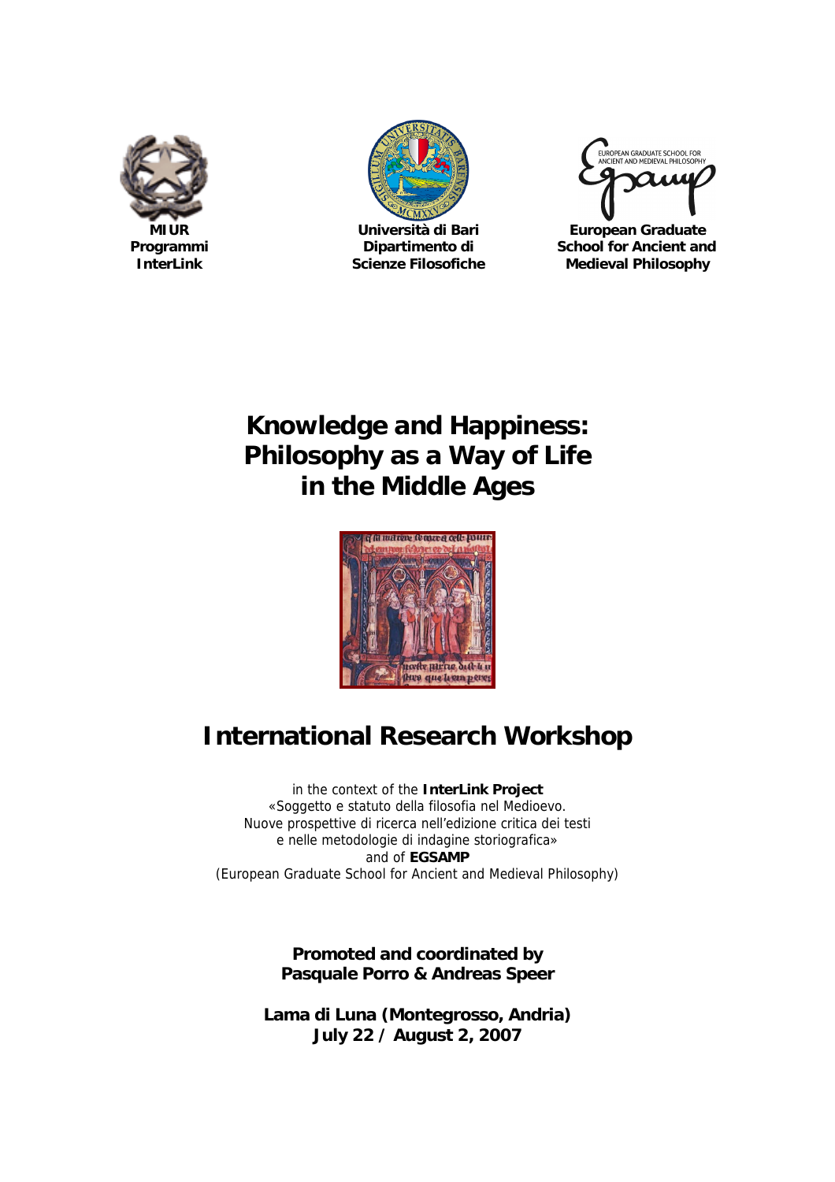**MIUR Programmi InterLink**

**Università di Bari Dipartimento di Scienze Filosofiche**

**European Graduate School for Ancient and Medieval Philosophy**

# Knowledge and Happiness: Philosophy as a Way of Life in the Middle Ages

# International Research Workshop

in the context of the **InterLink Project**
«Soggetto e statuto della filosofia nel Medioevo.
Nuove prospettive di ricerca nell'edizione critica dei testi
e nelle metodologie di indagine storiografica»
and of **EGSAMP**
(European Graduate School for Ancient and Medieval Philosophy)

**Promoted and coordinated by**
**Pasquale Porro & Andreas Speer**

**Lama di Luna (Montegrosso, Andria)**
**July 22 / August 2, 2007**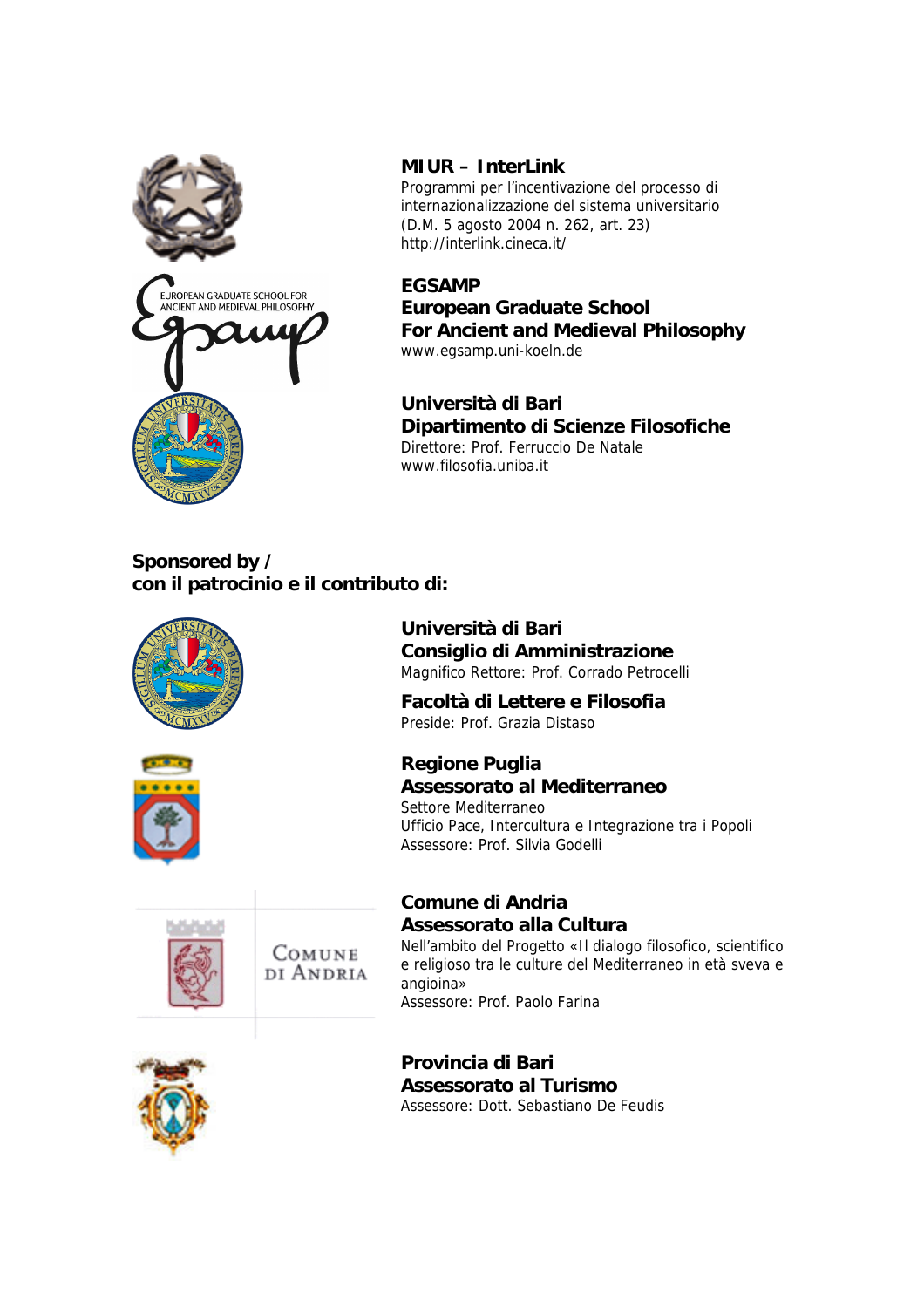**MIUR – InterLink**
Programmi per l'incentivazione del processo di internazionalizzazione del sistema universitario
(D.M. 5 agosto 2004 n. 262, art. 23)
http://interlink.cineca.it/

**EGSAMP**
**European Graduate School**
**For Ancient and Medieval Philosophy**
www.egsamp.uni-koeln.de

**Università di Bari**
**Dipartimento di Scienze Filosofiche**
Direttore: Prof. Ferruccio De Natale
www.filosofia.uniba.it

**Sponsored by /**
**con il patrocinio e il contributo di:**

**Università di Bari**
**Consiglio di Amministrazione**
Magnifico Rettore: Prof. Corrado Petrocelli

**Facoltà di Lettere e Filosofia**
Preside: Prof. Grazia Distaso

**Regione Puglia**
**Assessorato al Mediterraneo**
Settore Mediterraneo
Ufficio Pace, Intercultura e Integrazione tra i Popoli
Assessore: Prof. Silvia Godelli

**Comune di Andria**
**Assessorato alla Cultura**
Nell'ambito del Progetto «Il dialogo filosofico, scientifico e religioso tra le culture del Mediterraneo in età sveva e angioina»
Assessore: Prof. Paolo Farina

**Provincia di Bari**
**Assessorato al Turismo**
Assessore: Dott. Sebastiano De Feudis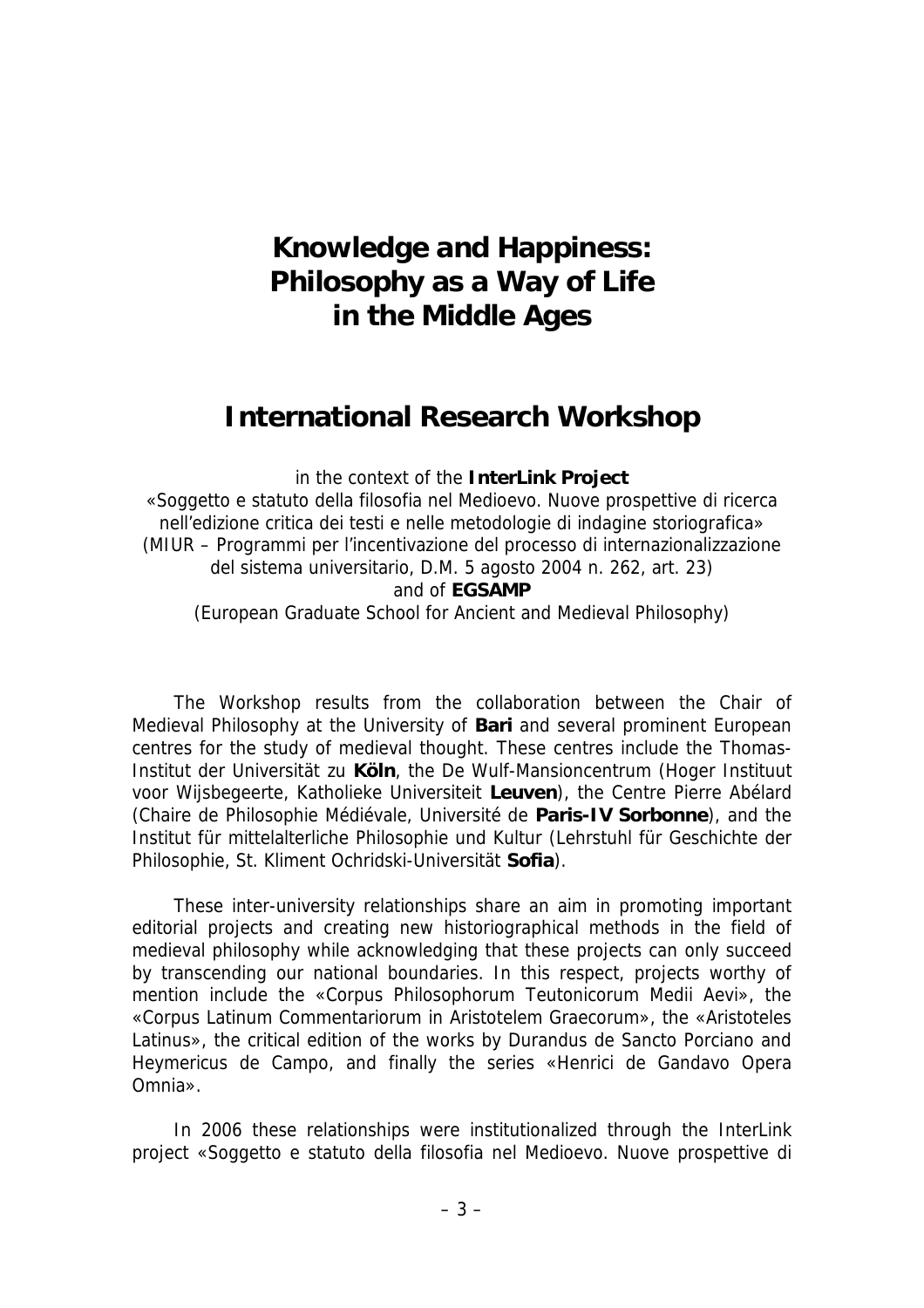# Knowledge and Happiness: Philosophy as a Way of Life in the Middle Ages

## International Research Workshop

in the context of the **InterLink Project**
«Soggetto e statuto della filosofia nel Medioevo. Nuove prospettive di ricerca nell'edizione critica dei testi e nelle metodologie di indagine storiografica»
(MIUR – Programmi per l'incentivazione del processo di internazionalizzazione del sistema universitario, D.M. 5 agosto 2004 n. 262, art. 23)
and of **EGSAMP**
(European Graduate School for Ancient and Medieval Philosophy)

The Workshop results from the collaboration between the Chair of Medieval Philosophy at the University of **Bari** and several prominent European centres for the study of medieval thought. These centres include the Thomas-Institut der Universität zu **Köln**, the De Wulf-Mansioncentrum (Hoger Instituut voor Wijsbegeerte, Katholieke Universiteit **Leuven**), the Centre Pierre Abélard (Chaire de Philosophie Médiévale, Université de **Paris-IV Sorbonne**), and the Institut für mittelalterliche Philosophie und Kultur (Lehrstuhl für Geschichte der Philosophie, St. Kliment Ochridski-Universität **Sofia**).

These inter-university relationships share an aim in promoting important editorial projects and creating new historiographical methods in the field of medieval philosophy while acknowledging that these projects can only succeed by transcending our national boundaries. In this respect, projects worthy of mention include the «Corpus Philosophorum Teutonicorum Medii Aevi», the «Corpus Latinum Commentariorum in Aristotelem Graecorum», the «Aristoteles Latinus», the critical edition of the works by Durandus de Sancto Porciano and Heymericus de Campo, and finally the series «Henrici de Gandavo Opera Omnia».

In 2006 these relationships were institutionalized through the InterLink project «Soggetto e statuto della filosofia nel Medioevo. Nuove prospettive di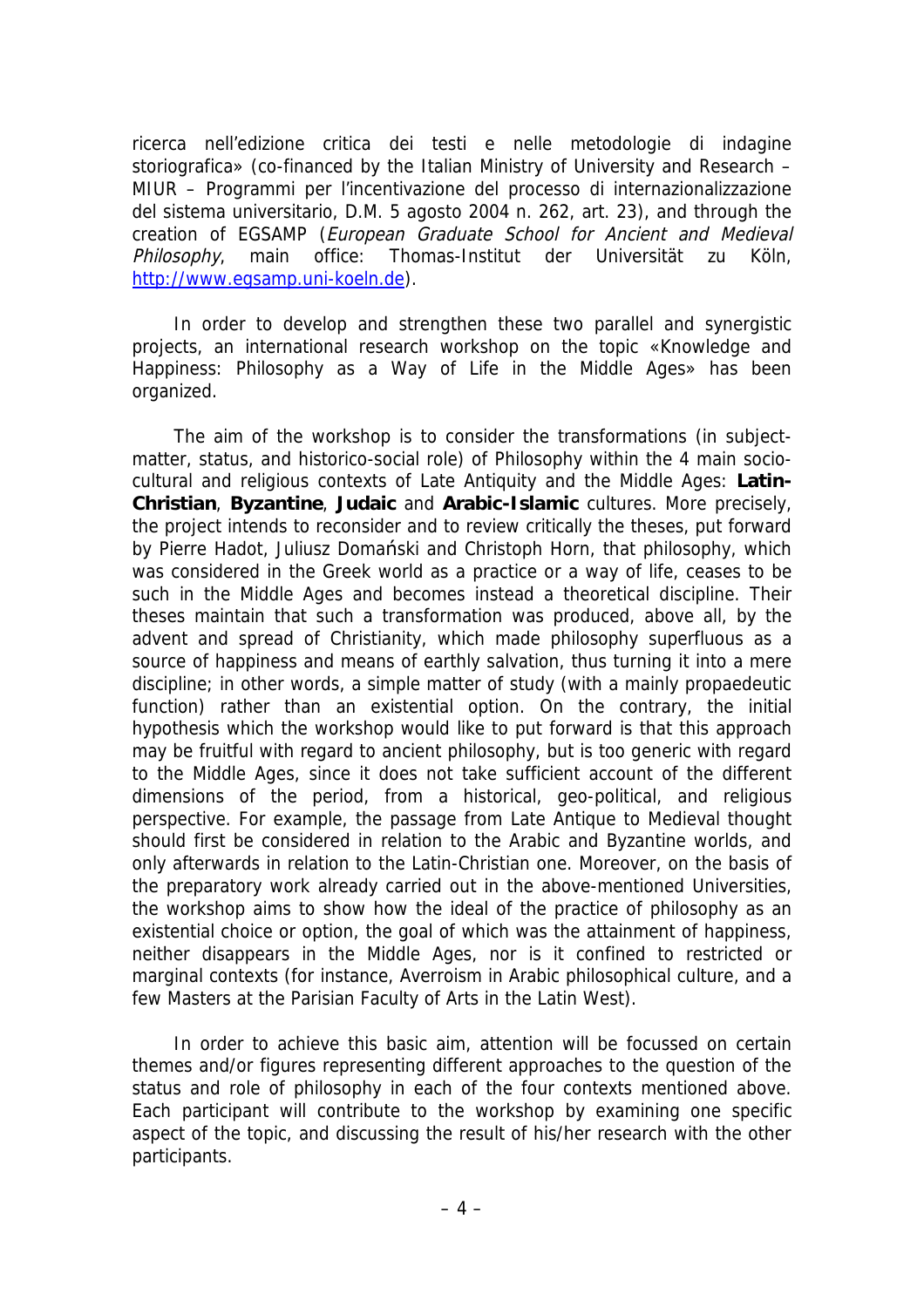ricerca nell'edizione critica dei testi e nelle metodologie di indagine storiografica» (co-financed by the Italian Ministry of University and Research – MIUR – Programmi per l'incentivazione del processo di internazionalizzazione del sistema universitario, D.M. 5 agosto 2004 n. 262, art. 23), and through the creation of EGSAMP (*European Graduate School for Ancient and Medieval Philosophy*, main office: Thomas-Institut der Universität zu Köln, http://www.egsamp.uni-koeln.de).

In order to develop and strengthen these two parallel and synergistic projects, an international research workshop on the topic «Knowledge and Happiness: Philosophy as a Way of Life in the Middle Ages» has been organized.

The aim of the workshop is to consider the transformations (in subject-matter, status, and historico-social role) of Philosophy within the 4 main socio-cultural and religious contexts of Late Antiquity and the Middle Ages: **Latin-Christian**, **Byzantine**, **Judaic** and **Arabic-Islamic** cultures. More precisely, the project intends to reconsider and to review critically the theses, put forward by Pierre Hadot, Juliusz Domański and Christoph Horn, that philosophy, which was considered in the Greek world as a practice or a way of life, ceases to be such in the Middle Ages and becomes instead a theoretical discipline. Their theses maintain that such a transformation was produced, above all, by the advent and spread of Christianity, which made philosophy superfluous as a source of happiness and means of earthly salvation, thus turning it into a mere discipline; in other words, a simple matter of study (with a mainly propaedeutic function) rather than an existential option. On the contrary, the initial hypothesis which the workshop would like to put forward is that this approach may be fruitful with regard to ancient philosophy, but is too generic with regard to the Middle Ages, since it does not take sufficient account of the different dimensions of the period, from a historical, geo-political, and religious perspective. For example, the passage from Late Antique to Medieval thought should first be considered in relation to the Arabic and Byzantine worlds, and only afterwards in relation to the Latin-Christian one. Moreover, on the basis of the preparatory work already carried out in the above-mentioned Universities, the workshop aims to show how the ideal of the practice of philosophy as an existential choice or option, the goal of which was the attainment of happiness, neither disappears in the Middle Ages, nor is it confined to restricted or marginal contexts (for instance, Averroism in Arabic philosophical culture, and a few Masters at the Parisian Faculty of Arts in the Latin West).

In order to achieve this basic aim, attention will be focussed on certain themes and/or figures representing different approaches to the question of the status and role of philosophy in each of the four contexts mentioned above. Each participant will contribute to the workshop by examining one specific aspect of the topic, and discussing the result of his/her research with the other participants.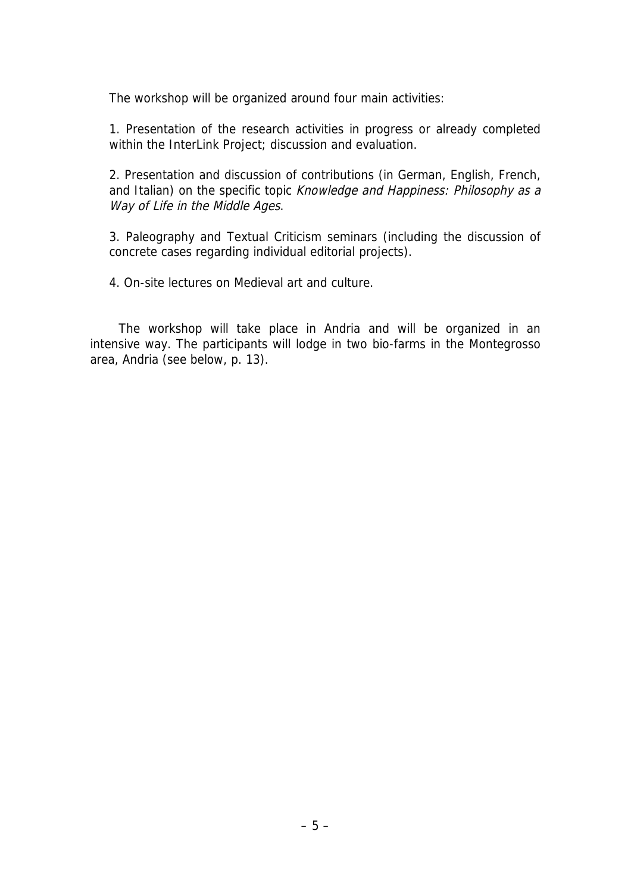The workshop will be organized around four main activities:

1. Presentation of the research activities in progress or already completed within the InterLink Project; discussion and evaluation.

2. Presentation and discussion of contributions (in German, English, French, and Italian) on the specific topic *Knowledge and Happiness: Philosophy as a Way of Life in the Middle Ages*.

3. Paleography and Textual Criticism seminars (including the discussion of concrete cases regarding individual editorial projects).

4. On-site lectures on Medieval art and culture.

The workshop will take place in Andria and will be organized in an intensive way. The participants will lodge in two bio-farms in the Montegrosso area, Andria (see below, p. 13).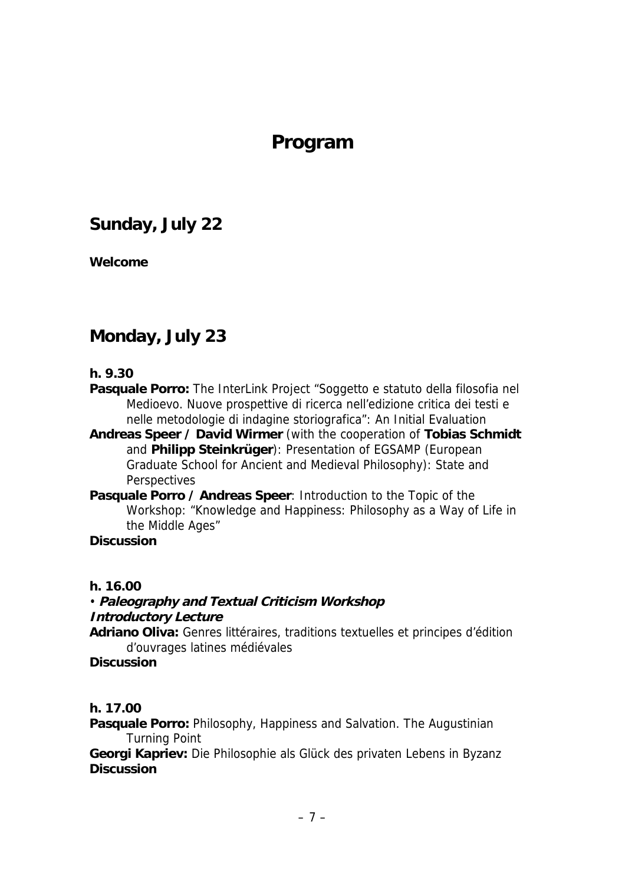# Program

## Sunday, July 22

**Welcome**

## Monday, July 23

**h. 9.30**

**Pasquale Porro:** The InterLink Project “Soggetto e statuto della filosofia nel Medioevo. Nuove prospettive di ricerca nell’edizione critica dei testi e nelle metodologie di indagine storiografica”: An Initial Evaluation

**Andreas Speer / David Wirmer** (with the cooperation of **Tobias Schmidt** and **Philipp Steinkrüger**): Presentation of EGSAMP (European Graduate School for Ancient and Medieval Philosophy): State and Perspectives

**Pasquale Porro / Andreas Speer**: Introduction to the Topic of the Workshop: “Knowledge and Happiness: Philosophy as a Way of Life in the Middle Ages”

**Discussion**

**h. 16.00**

• ***Paleography and Textual Criticism Workshop***

***Introductory Lecture***

**Adriano Oliva:** Genres littéraires, traditions textuelles et principes d’édition d’ouvrages latines médiévales

**Discussion**

**h. 17.00**

**Pasquale Porro:** Philosophy, Happiness and Salvation. The Augustinian Turning Point

**Georgi Kapriev:** Die Philosophie als Glück des privaten Lebens in Byzanz

**Discussion**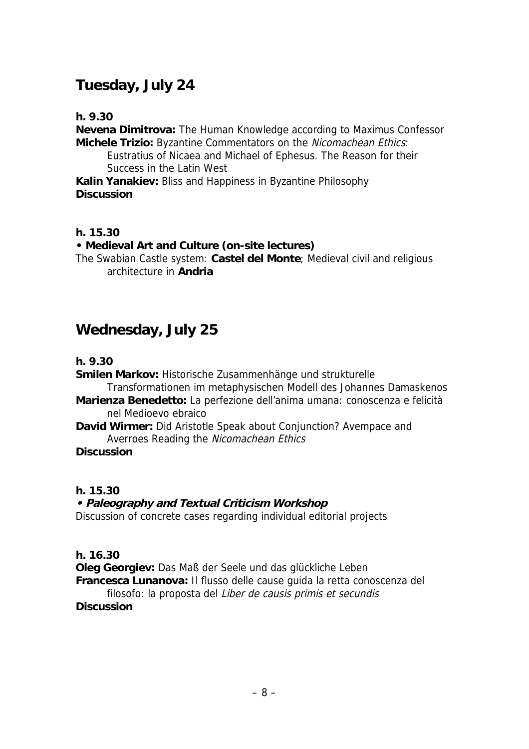## Tuesday, July 24

**h. 9.30**

**Nevena Dimitrova:** The Human Knowledge according to Maximus Confessor
**Michele Trizio:** Byzantine Commentators on the *Nicomachean Ethics*: Eustratius of Nicaea and Michael of Ephesus. The Reason for their Success in the Latin West
**Kalin Yanakiev:** Bliss and Happiness in Byzantine Philosophy
**Discussion**

**h. 15.30**

**• Medieval Art and Culture (on-site lectures)**
The Swabian Castle system: **Castel del Monte**; Medieval civil and religious architecture in **Andria**

## Wednesday, July 25

**h. 9.30**

**Smilen Markov:** Historische Zusammenhänge und strukturelle Transformationen im metaphysischen Modell des Johannes Damaskenos
**Marienza Benedetto:** La perfezione dell'anima umana: conoscenza e felicità nel Medioevo ebraico
**David Wirmer:** Did Aristotle Speak about Conjunction? Avempace and Averroes Reading the *Nicomachean Ethics*
**Discussion**

**h. 15.30**

***• Paleography and Textual Criticism Workshop***
Discussion of concrete cases regarding individual editorial projects

**h. 16.30**

**Oleg Georgiev:** Das Maß der Seele und das glückliche Leben
**Francesca Lunanova:** Il flusso delle cause guida la retta conoscenza del filosofo: la proposta del *Liber de causis primis et secundis*
**Discussion**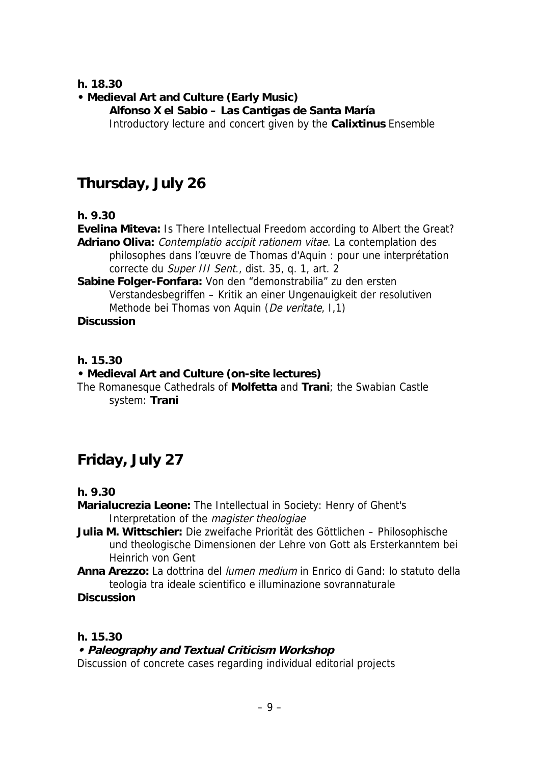**h. 18.30**

**• Medieval Art and Culture (Early Music)**

**Alfonso X el Sabio – Las Cantigas de Santa María**

Introductory lecture and concert given by the **Calixtinus** Ensemble

## Thursday, July 26

**h. 9.30**

**Evelina Miteva:** Is There Intellectual Freedom according to Albert the Great?

**Adriano Oliva:** *Contemplatio accipit rationem vitae*. La contemplation des philosophes dans l'œuvre de Thomas d'Aquin : pour une interprétation correcte du *Super III Sent.*, dist. 35, q. 1, art. 2

**Sabine Folger-Fonfara:** Von den "demonstrabilia" zu den ersten Verstandesbegriffen – Kritik an einer Ungenauigkeit der resolutiven Methode bei Thomas von Aquin (*De veritate*, I,1)

**Discussion**

**h. 15.30**

**• Medieval Art and Culture (on-site lectures)**

The Romanesque Cathedrals of **Molfetta** and **Trani**; the Swabian Castle system: **Trani**

## Friday, July 27

**h. 9.30**

**Marialucrezia Leone:** The Intellectual in Society: Henry of Ghent's Interpretation of the *magister theologiae*

**Julia M. Wittschier:** Die zweifache Priorität des Göttlichen – Philosophische und theologische Dimensionen der Lehre von Gott als Ersterkanntem bei Heinrich von Gent

**Anna Arezzo:** La dottrina del *lumen medium* in Enrico di Gand: lo statuto della teologia tra ideale scientifico e illuminazione sovrannaturale

**Discussion**

**h. 15.30**

***• Paleography and Textual Criticism Workshop***

Discussion of concrete cases regarding individual editorial projects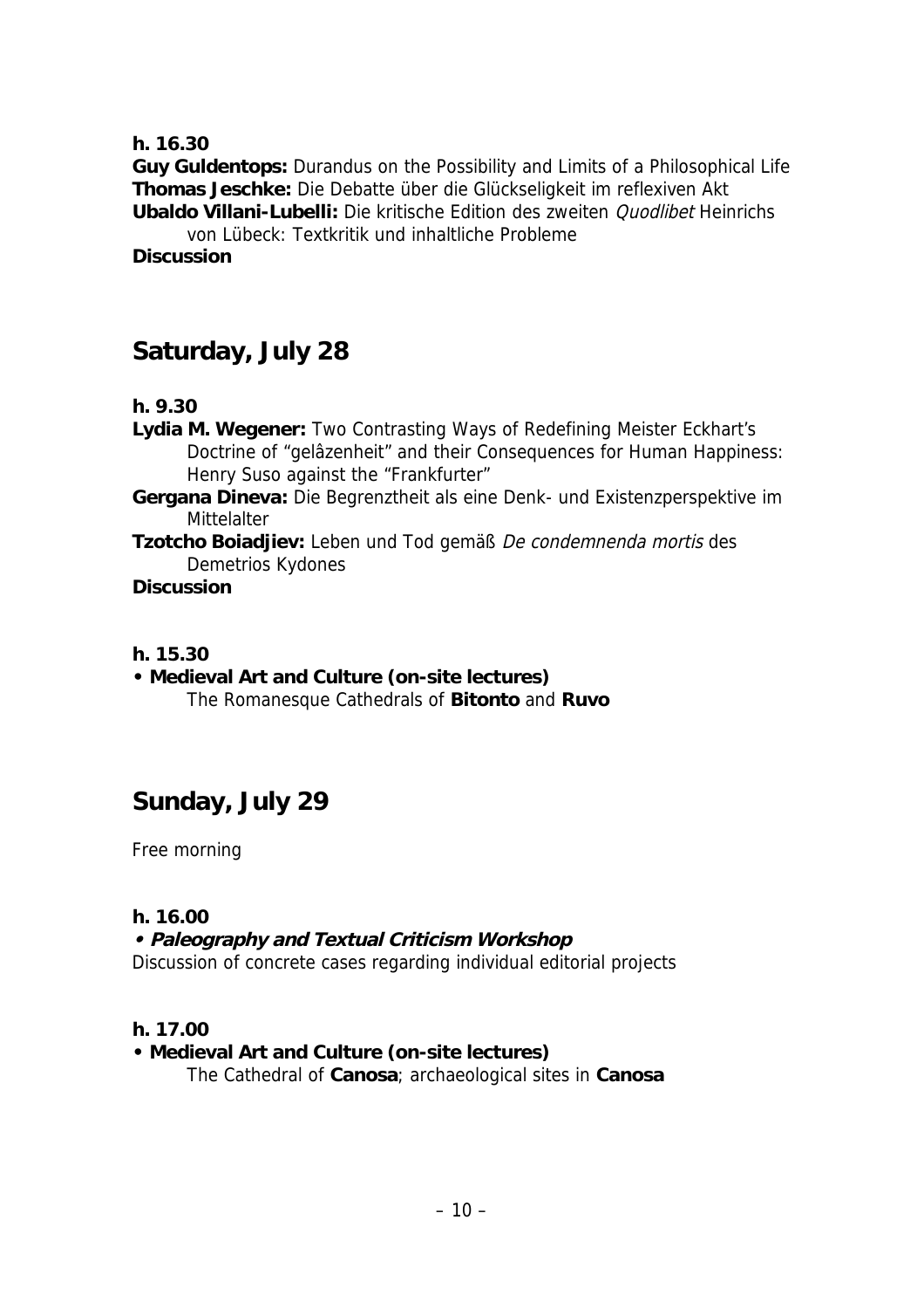**h. 16.30**

**Guy Guldentops:** Durandus on the Possibility and Limits of a Philosophical Life
**Thomas Jeschke:** Die Debatte über die Glückseligkeit im reflexiven Akt
**Ubaldo Villani-Lubelli:** Die kritische Edition des zweiten *Quodlibet* Heinrichs von Lübeck: Textkritik und inhaltliche Probleme
**Discussion**

## Saturday, July 28

**h. 9.30**

**Lydia M. Wegener:** Two Contrasting Ways of Redefining Meister Eckhart's Doctrine of "gelâzenheit" and their Consequences for Human Happiness: Henry Suso against the "Frankfurter"
**Gergana Dineva:** Die Begrenztheit als eine Denk- und Existenzperspektive im Mittelalter
**Tzotcho Boiadjiev:** Leben und Tod gemäß *De condemnenda mortis* des Demetrios Kydones
**Discussion**

**h. 15.30**

- **Medieval Art and Culture (on-site lectures)**
  The Romanesque Cathedrals of **Bitonto** and **Ruvo**

## Sunday, July 29

Free morning

**h. 16.00**

- ***Paleography and Textual Criticism Workshop***

Discussion of concrete cases regarding individual editorial projects

**h. 17.00**

- **Medieval Art and Culture (on-site lectures)**
  The Cathedral of **Canosa**; archaeological sites in **Canosa**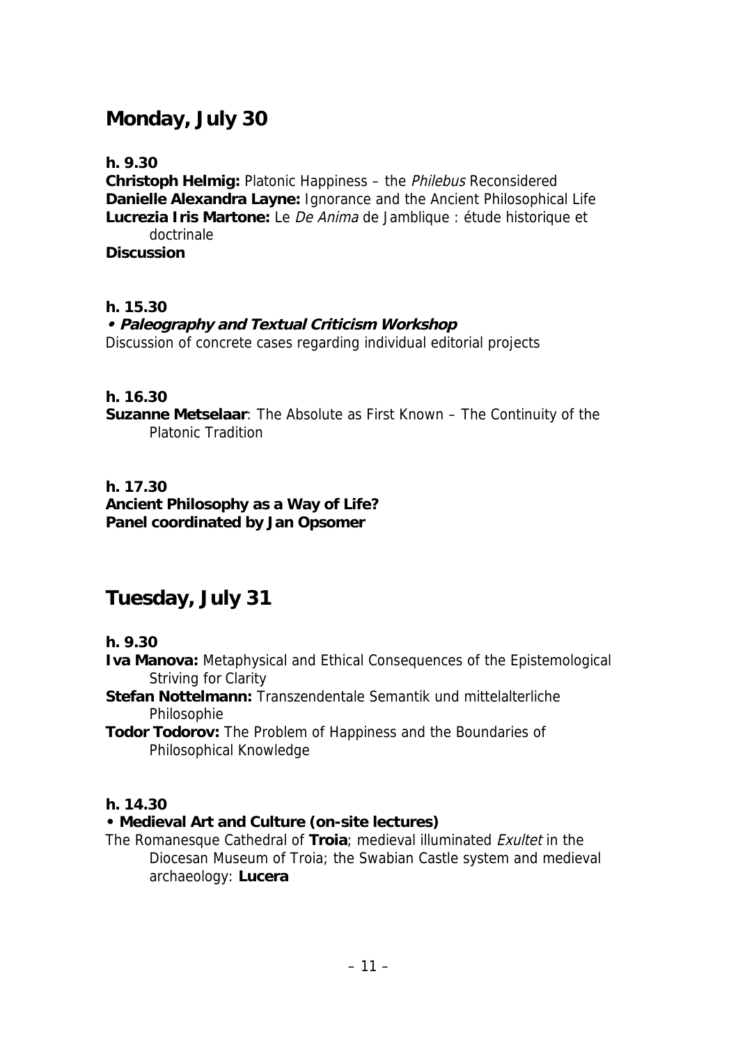## Monday, July 30

**h. 9.30**

**Christoph Helmig:** Platonic Happiness – the *Philebus* Reconsidered
**Danielle Alexandra Layne:** Ignorance and the Ancient Philosophical Life
**Lucrezia Iris Martone:** Le *De Anima* de Jamblique : étude historique et doctrinale
**Discussion**

**h. 15.30**

***• Paleography and Textual Criticism Workshop***
Discussion of concrete cases regarding individual editorial projects

**h. 16.30**

**Suzanne Metselaar**: The Absolute as First Known – The Continuity of the Platonic Tradition

**h. 17.30**

**Ancient Philosophy as a Way of Life?**
**Panel coordinated by Jan Opsomer**

## Tuesday, July 31

**h. 9.30**

**Iva Manova:** Metaphysical and Ethical Consequences of the Epistemological Striving for Clarity
**Stefan Nottelmann:** Transzendentale Semantik und mittelalterliche Philosophie
**Todor Todorov:** The Problem of Happiness and the Boundaries of Philosophical Knowledge

**h. 14.30**

**• Medieval Art and Culture (on-site lectures)**
The Romanesque Cathedral of **Troia**; medieval illuminated *Exultet* in the Diocesan Museum of Troia; the Swabian Castle system and medieval archaeology: **Lucera**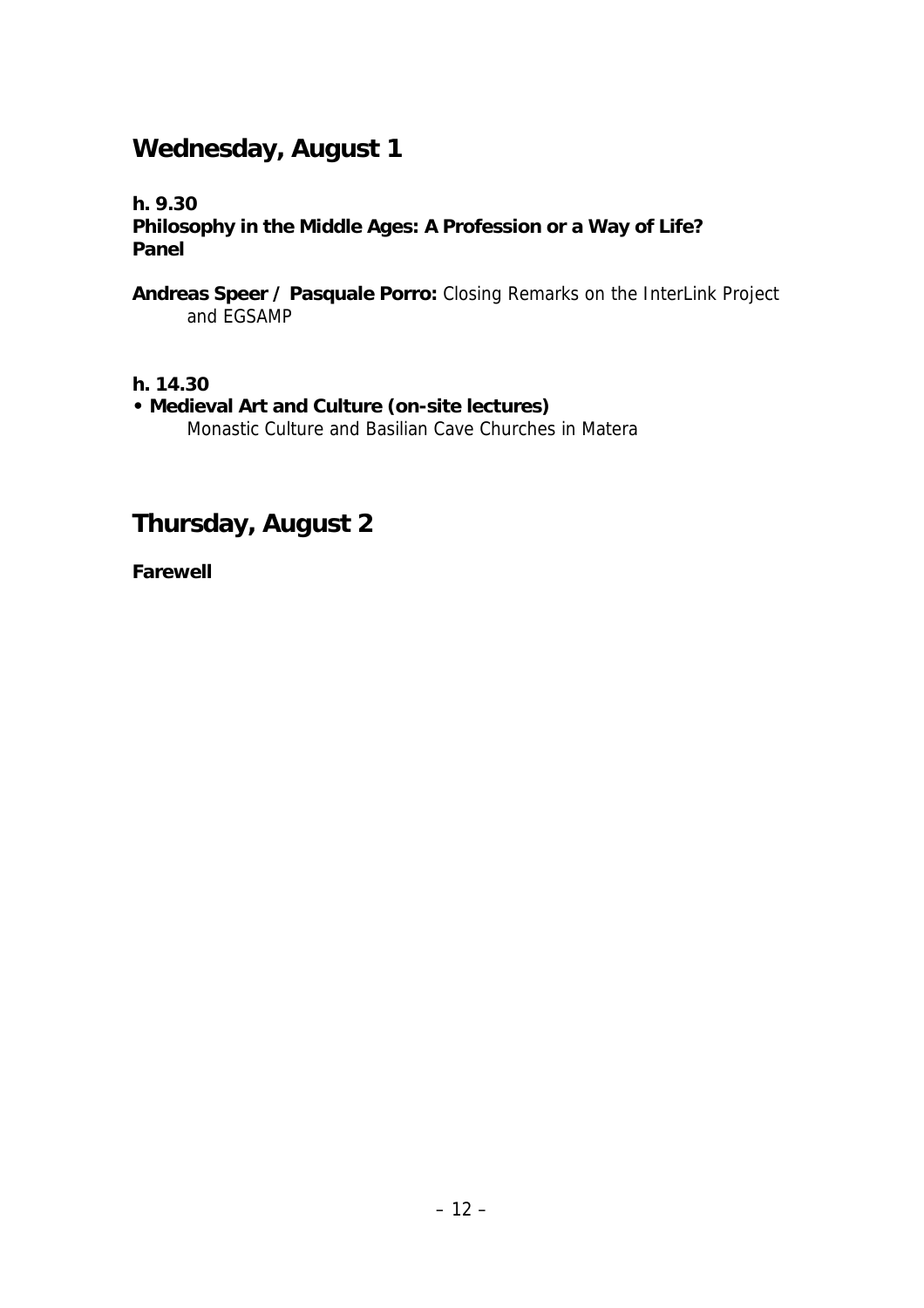## Wednesday, August 1

**h. 9.30**
**Philosophy in the Middle Ages: A Profession or a Way of Life?**
**Panel**

**Andreas Speer / Pasquale Porro:** Closing Remarks on the InterLink Project and EGSAMP

**h. 14.30**
- **Medieval Art and Culture (on-site lectures)**
  Monastic Culture and Basilian Cave Churches in Matera

## Thursday, August 2

**Farewell**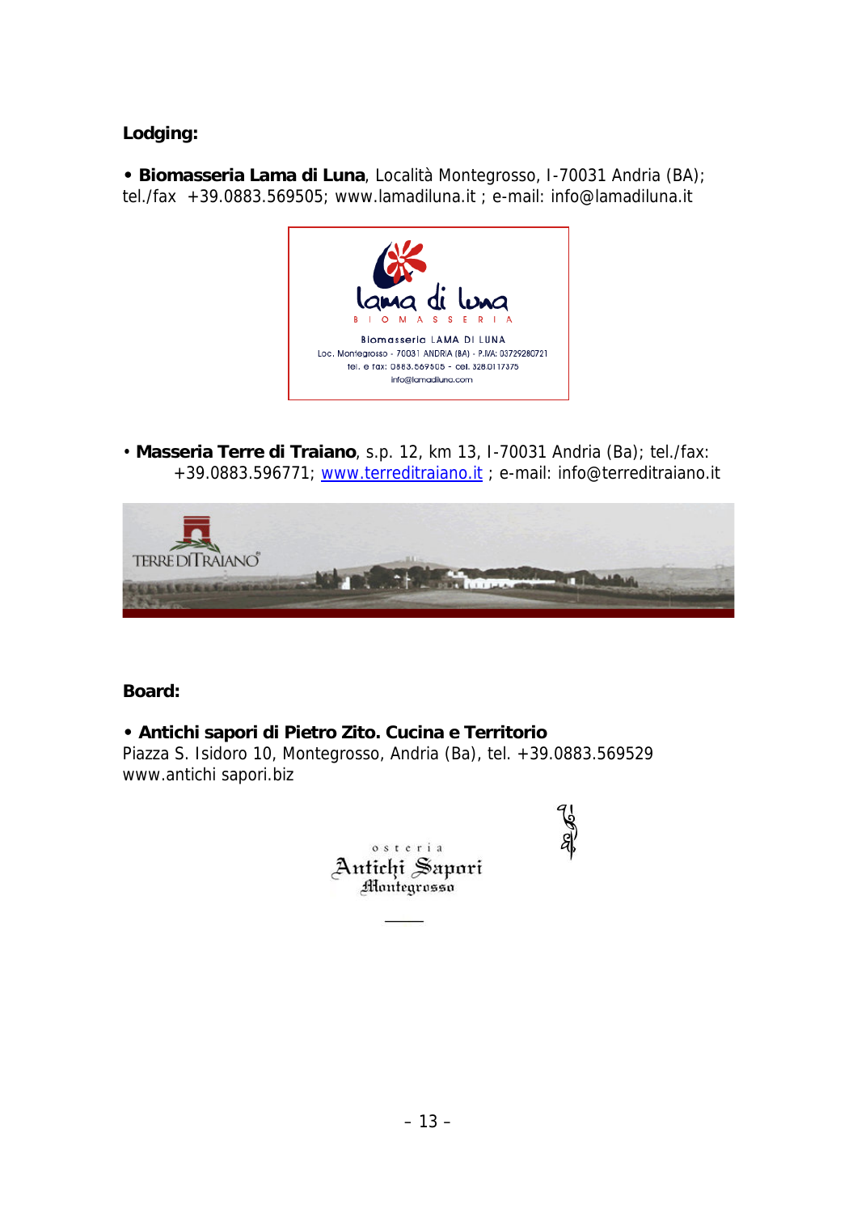**Lodging:**

• **Biomasseria Lama di Luna**, Località Montegrosso, I-70031 Andria (BA); tel./fax +39.0883.569505; www.lamadiluna.it ; e-mail: info@lamadiluna.it

• **Masseria Terre di Traiano**, s.p. 12, km 13, I-70031 Andria (Ba); tel./fax: +39.0883.596771; www.terreditraiano.it ; e-mail: info@terreditraiano.it

**Board:**

• **Antichi sapori di Pietro Zito. Cucina e Territorio**
Piazza S. Isidoro 10, Montegrosso, Andria (Ba), tel. +39.0883.569529
www.antichi sapori.biz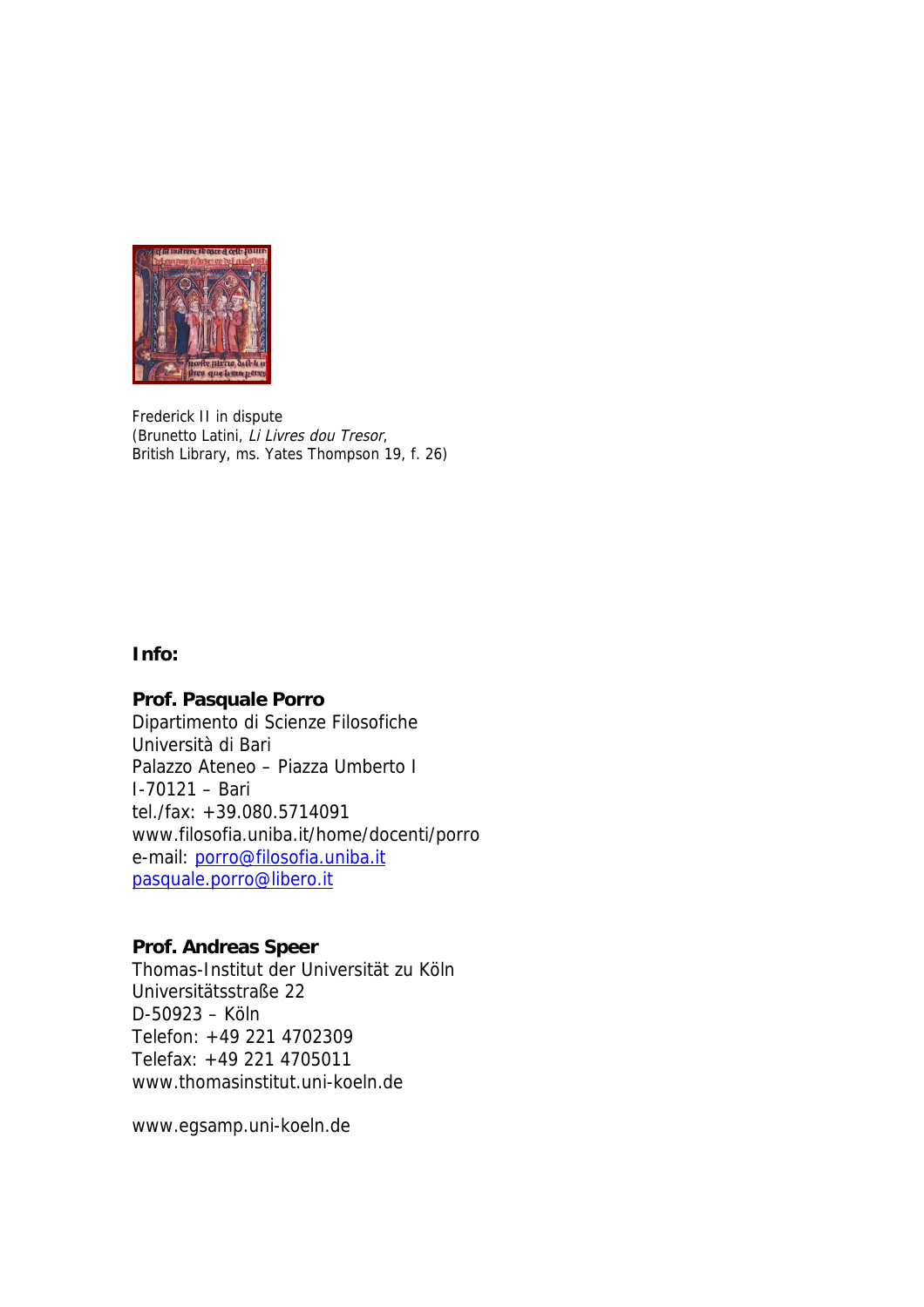Frederick II in dispute
(Brunetto Latini, *Li Livres dou Tresor*,
British Library, ms. Yates Thompson 19, f. 26)

**Info:**

**Prof. Pasquale Porro**
Dipartimento di Scienze Filosofiche
Università di Bari
Palazzo Ateneo – Piazza Umberto I
I-70121 – Bari
tel./fax: +39.080.5714091
www.filosofia.uniba.it/home/docenti/porro
e-mail: porro@filosofia.uniba.it
pasquale.porro@libero.it

**Prof. Andreas Speer**
Thomas-Institut der Universität zu Köln
Universitätsstraße 22
D-50923 – Köln
Telefon: +49 221 4702309
Telefax: +49 221 4705011
www.thomasinstitut.uni-koeln.de

www.egsamp.uni-koeln.de